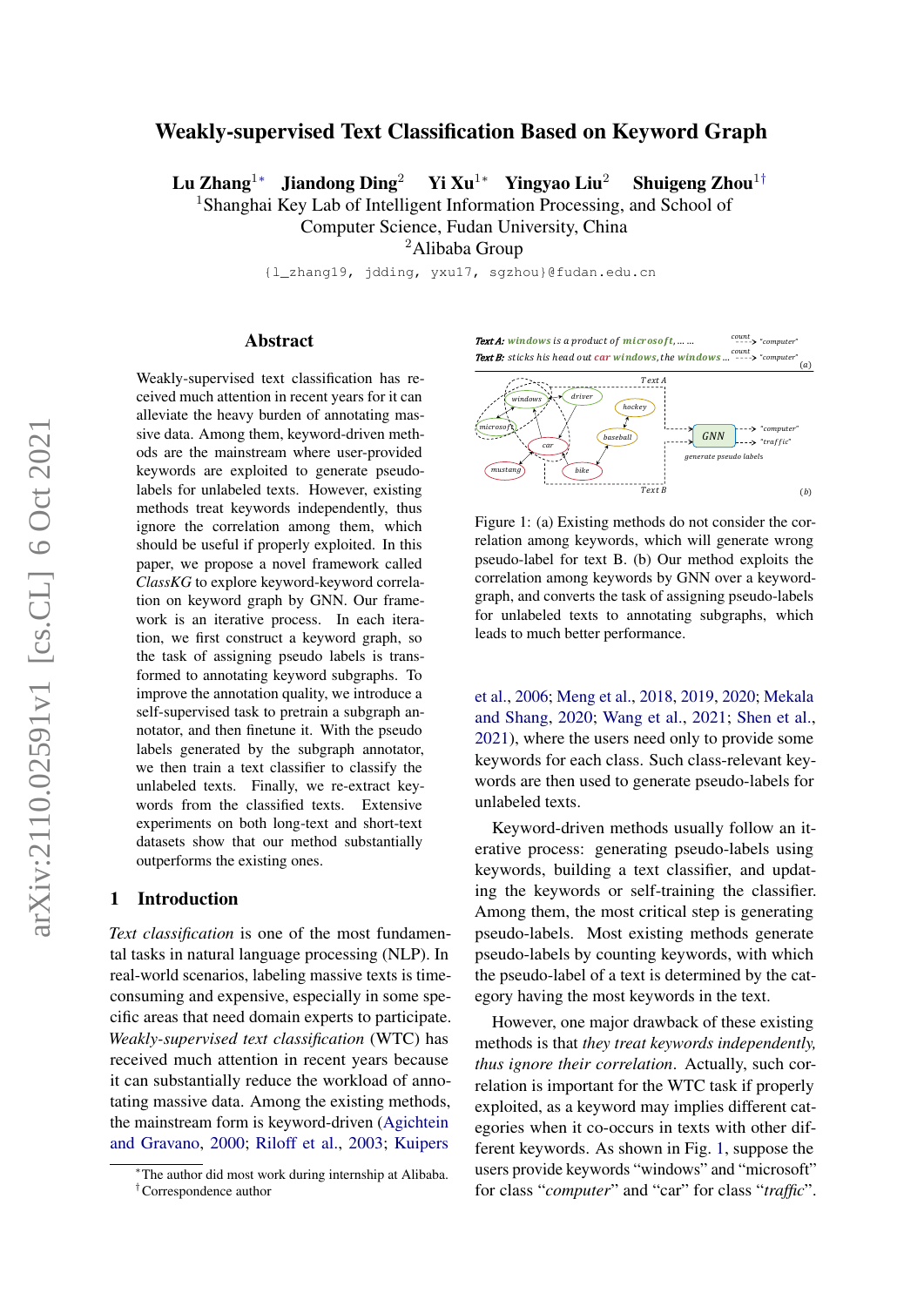# Weakly-supervised Text Classification Based on Keyword Graph

**Lu Zhang**[1*] **Jiandong Ding**[2] **Yi Xu**[1*] **Yingyao Liu**[2] **Shuigeng Zhou**[1†]

[1]Shanghai Key Lab of Intelligent Information Processing, and School of Computer Science, Fudan University, China

[2]Alibaba Group

{l_zhang19, jdding, yxu17, sgzhou}@fudan.edu.cn

## Abstract

Weakly-supervised text classification has received much attention in recent years for it can alleviate the heavy burden of annotating massive data. Among them, keyword-driven methods are the mainstream where user-provided keywords are exploited to generate pseudo-labels for unlabeled texts. However, existing methods treat keywords independently, thus ignore the correlation among them, which should be useful if properly exploited. In this paper, we propose a novel framework called *ClassKG* to explore keyword-keyword correlation on keyword graph by GNN. Our framework is an iterative process. In each iteration, we first construct a keyword graph, so the task of assigning pseudo labels is transformed to annotating keyword subgraphs. To improve the annotation quality, we introduce a self-supervised task to pretrain a subgraph annotator, and then finetune it. With the pseudo labels generated by the subgraph annotator, we then train a text classifier to classify the unlabeled texts. Finally, we re-extract keywords from the classified texts. Extensive experiments on both long-text and short-text datasets show that our method substantially outperforms the existing ones.

## 1 Introduction

*Text classification* is one of the most fundamental tasks in natural language processing (NLP). In real-world scenarios, labeling massive texts is time-consuming and expensive, especially in some specific areas that need domain experts to participate. *Weakly-supervised text classification* (WTC) has received much attention in recent years because it can substantially reduce the workload of annotating massive data. Among the existing methods, the mainstream form is keyword-driven (Agichtein and Gravano, 2000; Riloff et al., 2003; Kuipers et al., 2006; Meng et al., 2018, 2019, 2020; Mekala and Shang, 2020; Wang et al., 2021; Shen et al., 2021), where the users need only to provide some keywords for each class. Such class-relevant keywords are then used to generate pseudo-labels for unlabeled texts.

Figure 1: (a) Existing methods do not consider the correlation among keywords, which will generate wrong pseudo-label for text B. (b) Our method exploits the correlation among keywords by GNN over a keyword-graph, and converts the task of assigning pseudo-labels for unlabeled texts to annotating subgraphs, which leads to much better performance.

Keyword-driven methods usually follow an iterative process: generating pseudo-labels using keywords, building a text classifier, and updating the keywords or self-training the classifier. Among them, the most critical step is generating pseudo-labels. Most existing methods generate pseudo-labels by counting keywords, with which the pseudo-label of a text is determined by the category having the most keywords in the text.

However, one major drawback of these existing methods is that *they treat keywords independently, thus ignore their correlation*. Actually, such correlation is important for the WTC task if properly exploited, as a keyword may implies different categories when it co-occurs in texts with other different keywords. As shown in Fig. 1, suppose the users provide keywords "windows" and "microsoft" for class "*computer*" and "car" for class "*traffic*".

[*]The author did most work during internship at Alibaba.
[†]Correspondence author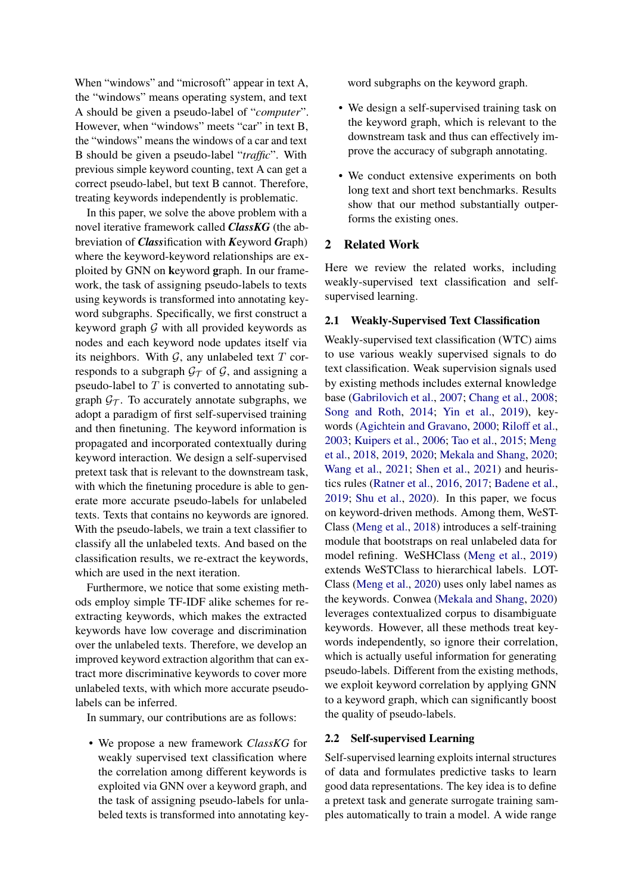When "windows" and "microsoft" appear in text A, the "windows" means operating system, and text A should be given a pseudo-label of "*computer*". However, when "windows" meets "car" in text B, the "windows" means the windows of a car and text B should be given a pseudo-label "*traffic*". With previous simple keyword counting, text A can get a correct pseudo-label, but text B cannot. Therefore, treating keywords independently is problematic.

In this paper, we solve the above problem with a novel iterative framework called ***ClassKG*** (the abbreviation of ***Class***ification with ***K***eyword ***G***raph) where the keyword-keyword relationships are exploited by GNN on **k**eyword **g**raph. In our framework, the task of assigning pseudo-labels to texts using keywords is transformed into annotating keyword subgraphs. Specifically, we first construct a keyword graph $\mathcal{G}$ with all provided keywords as nodes and each keyword node updates itself via its neighbors. With $\mathcal{G}$, any unlabeled text $T$ corresponds to a subgraph $\mathcal{G}_\mathcal{T}$ of $\mathcal{G}$, and assigning a pseudo-label to $T$ is converted to annotating subgraph $\mathcal{G}_\mathcal{T}$. To accurately annotate subgraphs, we adopt a paradigm of first self-supervised training and then finetuning. The keyword information is propagated and incorporated contextually during keyword interaction. We design a self-supervised pretext task that is relevant to the downstream task, with which the finetuning procedure is able to generate more accurate pseudo-labels for unlabeled texts. Texts that contains no keywords are ignored. With the pseudo-labels, we train a text classifier to classify all the unlabeled texts. And based on the classification results, we re-extract the keywords, which are used in the next iteration.

Furthermore, we notice that some existing methods employ simple TF-IDF alike schemes for re-extracting keywords, which makes the extracted keywords have low coverage and discrimination over the unlabeled texts. Therefore, we develop an improved keyword extraction algorithm that can extract more discriminative keywords to cover more unlabeled texts, with which more accurate pseudo-labels can be inferred.

In summary, our contributions are as follows:

- We propose a new framework *ClassKG* for weakly supervised text classification where the correlation among different keywords is exploited via GNN over a keyword graph, and the task of assigning pseudo-labels for unlabeled texts is transformed into annotating keyword subgraphs on the keyword graph.
- We design a self-supervised training task on the keyword graph, which is relevant to the downstream task and thus can effectively improve the accuracy of subgraph annotating.
- We conduct extensive experiments on both long text and short text benchmarks. Results show that our method substantially outperforms the existing ones.

## 2 Related Work

Here we review the related works, including weakly-supervised text classification and self-supervised learning.

### 2.1 Weakly-Supervised Text Classification

Weakly-supervised text classification (WTC) aims to use various weakly supervised signals to do text classification. Weak supervision signals used by existing methods includes external knowledge base (Gabrilovich et al., 2007; Chang et al., 2008; Song and Roth, 2014; Yin et al., 2019), keywords (Agichtein and Gravano, 2000; Riloff et al., 2003; Kuipers et al., 2006; Tao et al., 2015; Meng et al., 2018, 2019, 2020; Mekala and Shang, 2020; Wang et al., 2021; Shen et al., 2021) and heuristics rules (Ratner et al., 2016, 2017; Badene et al., 2019; Shu et al., 2020). In this paper, we focus on keyword-driven methods. Among them, WeSTClass (Meng et al., 2018) introduces a self-training module that bootstraps on real unlabeled data for model refining. WeSHClass (Meng et al., 2019) extends WeSTClass to hierarchical labels. LOTClass (Meng et al., 2020) uses only label names as the keywords. Conwea (Mekala and Shang, 2020) leverages contextualized corpus to disambiguate keywords. However, all these methods treat keywords independently, so ignore their correlation, which is actually useful information for generating pseudo-labels. Different from the existing methods, we exploit keyword correlation by applying GNN to a keyword graph, which can significantly boost the quality of pseudo-labels.

### 2.2 Self-supervised Learning

Self-supervised learning exploits internal structures of data and formulates predictive tasks to learn good data representations. The key idea is to define a pretext task and generate surrogate training samples automatically to train a model. A wide range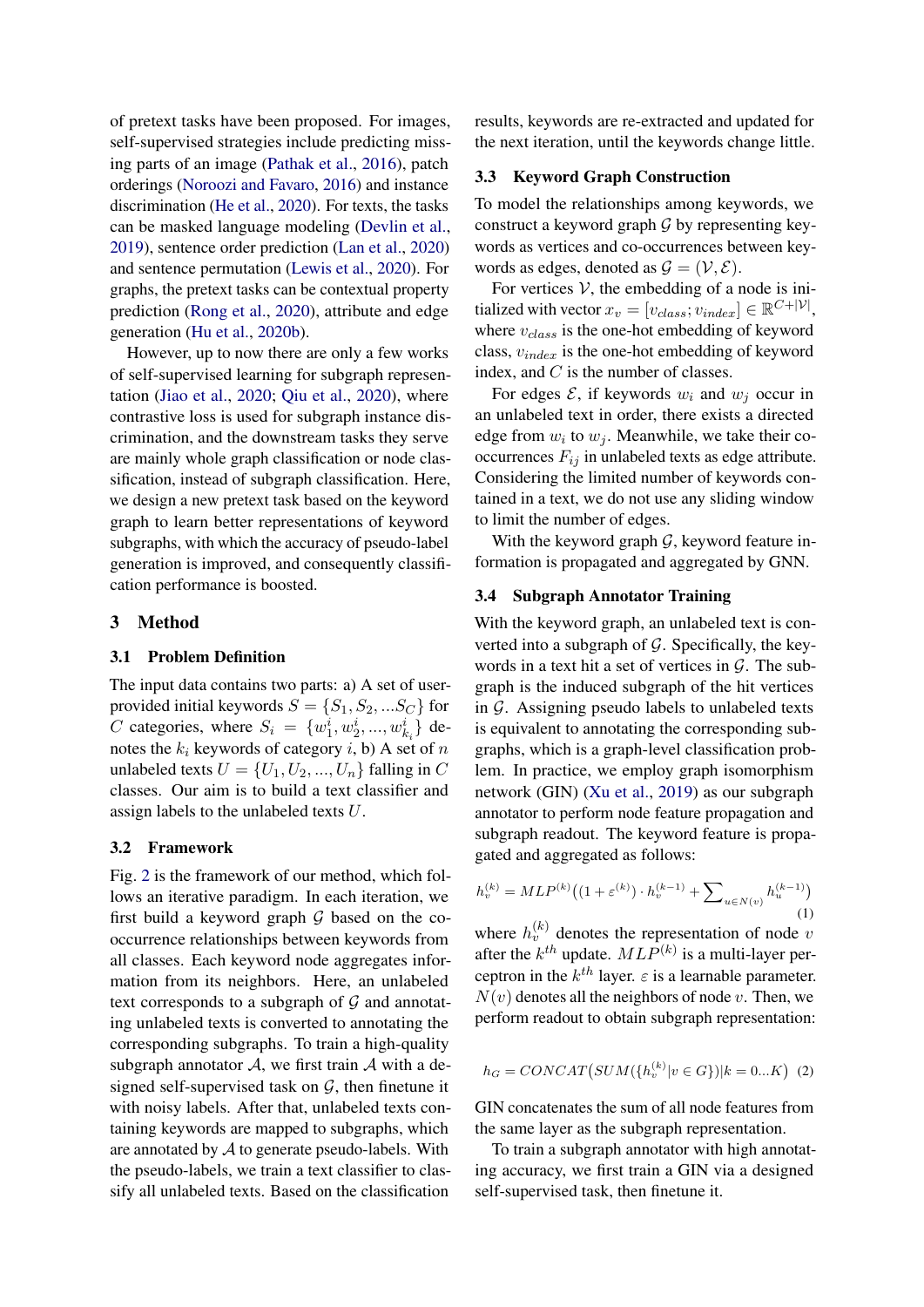of pretext tasks have been proposed. For images, self-supervised strategies include predicting missing parts of an image (Pathak et al., 2016), patch orderings (Noroozi and Favaro, 2016) and instance discrimination (He et al., 2020). For texts, the tasks can be masked language modeling (Devlin et al., 2019), sentence order prediction (Lan et al., 2020) and sentence permutation (Lewis et al., 2020). For graphs, the pretext tasks can be contextual property prediction (Rong et al., 2020), attribute and edge generation (Hu et al., 2020b).

However, up to now there are only a few works of self-supervised learning for subgraph representation (Jiao et al., 2020; Qiu et al., 2020), where contrastive loss is used for subgraph instance discrimination, and the downstream tasks they serve are mainly whole graph classification or node classification, instead of subgraph classification. Here, we design a new pretext task based on the keyword graph to learn better representations of keyword subgraphs, with which the accuracy of pseudo-label generation is improved, and consequently classification performance is boosted.

## 3 Method

### 3.1 Problem Definition

The input data contains two parts: a) A set of user-provided initial keywords $S = \{S_1, S_2, ...S_C\}$ for $C$ categories, where $S_i = \{w_1^i, w_2^i, ..., w_{k_i}^i\}$ denotes the $k_i$ keywords of category $i$, b) A set of $n$ unlabeled texts $U = \{U_1, U_2, ..., U_n\}$ falling in $C$ classes. Our aim is to build a text classifier and assign labels to the unlabeled texts $U$.

### 3.2 Framework

Fig. 2 is the framework of our method, which follows an iterative paradigm. In each iteration, we first build a keyword graph $\mathcal{G}$ based on the co-occurrence relationships between keywords from all classes. Each keyword node aggregates information from its neighbors. Here, an unlabeled text corresponds to a subgraph of $\mathcal{G}$ and annotating unlabeled texts is converted to annotating the corresponding subgraphs. To train a high-quality subgraph annotator $\mathcal{A}$, we first train $\mathcal{A}$ with a designed self-supervised task on $\mathcal{G}$, then finetune it with noisy labels. After that, unlabeled texts containing keywords are mapped to subgraphs, which are annotated by $\mathcal{A}$ to generate pseudo-labels. With the pseudo-labels, we train a text classifier to classify all unlabeled texts. Based on the classification results, keywords are re-extracted and updated for the next iteration, until the keywords change little.

### 3.3 Keyword Graph Construction

To model the relationships among keywords, we construct a keyword graph $\mathcal{G}$ by representing keywords as vertices and co-occurrences between keywords as edges, denoted as $\mathcal{G} = (\mathcal{V}, \mathcal{E})$.

For vertices $\mathcal{V}$, the embedding of a node is initialized with vector $x_v = [v_{class}; v_{index}] \in \mathbb{R}^{C+|\mathcal{V}|}$, where $v_{class}$ is the one-hot embedding of keyword class, $v_{index}$ is the one-hot embedding of keyword index, and $C$ is the number of classes.

For edges $\mathcal{E}$, if keywords $w_i$ and $w_j$ occur in an unlabeled text in order, there exists a directed edge from $w_i$ to $w_j$. Meanwhile, we take their co-occurrences $F_{ij}$ in unlabeled texts as edge attribute. Considering the limited number of keywords contained in a text, we do not use any sliding window to limit the number of edges.

With the keyword graph $\mathcal{G}$, keyword feature information is propagated and aggregated by GNN.

### 3.4 Subgraph Annotator Training

With the keyword graph, an unlabeled text is converted into a subgraph of $\mathcal{G}$. Specifically, the keywords in a text hit a set of vertices in $\mathcal{G}$. The subgraph is the induced subgraph of the hit vertices in $\mathcal{G}$. Assigning pseudo labels to unlabeled texts is equivalent to annotating the corresponding subgraphs, which is a graph-level classification problem. In practice, we employ graph isomorphism network (GIN) (Xu et al., 2019) as our subgraph annotator to perform node feature propagation and subgraph readout. The keyword feature is propagated and aggregated as follows:

$$h_v^{(k)} = MLP^{(k)}\big((1+\varepsilon^{(k)}) \cdot h_v^{(k-1)} + \sum\nolimits_{u \in N(v)} h_u^{(k-1)}\big) \quad (1)$$

where $h_v^{(k)}$ denotes the representation of node $v$ after the $k^{th}$ update. $MLP^{(k)}$ is a multi-layer perceptron in the $k^{th}$ layer. $\varepsilon$ is a learnable parameter. $N(v)$ denotes all the neighbors of node $v$. Then, we perform readout to obtain subgraph representation:

$$h_G = CONCAT\big(SUM(\{h_v^{(k)} | v \in G\}) | k = 0...K\big) \quad (2)$$

GIN concatenates the sum of all node features from the same layer as the subgraph representation.

To train a subgraph annotator with high annotating accuracy, we first train a GIN via a designed self-supervised task, then finetune it.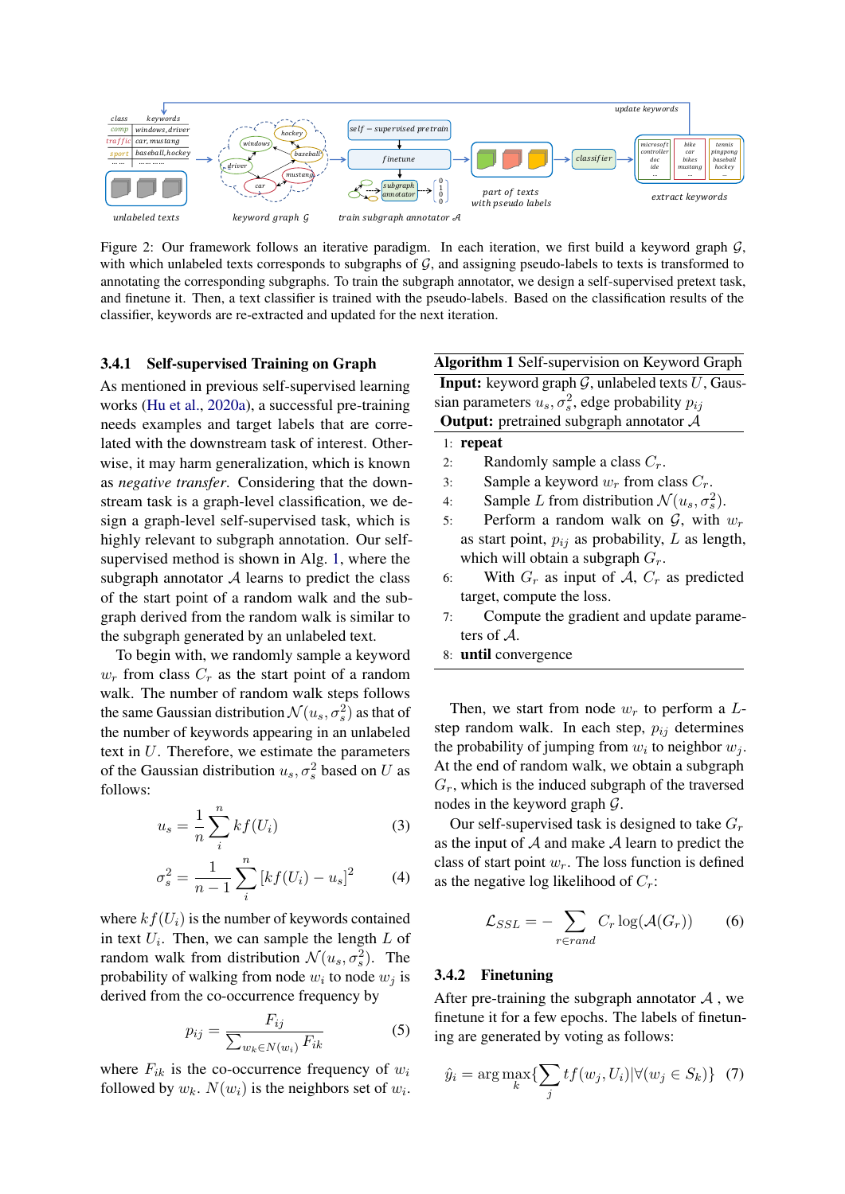Figure 2: Our framework follows an iterative paradigm. In each iteration, we first build a keyword graph $\mathcal{G}$, with which unlabeled texts corresponds to subgraphs of $\mathcal{G}$, and assigning pseudo-labels to texts is transformed to annotating the corresponding subgraphs. To train the subgraph annotator, we design a self-supervised pretext task, and finetune it. Then, a text classifier is trained with the pseudo-labels. Based on the classification results of the classifier, keywords are re-extracted and updated for the next iteration.

#### 3.4.1 Self-supervised Training on Graph

As mentioned in previous self-supervised learning works (Hu et al., 2020a), a successful pre-training needs examples and target labels that are correlated with the downstream task of interest. Otherwise, it may harm generalization, which is known as *negative transfer*. Considering that the downstream task is a graph-level classification, we design a graph-level self-supervised task, which is highly relevant to subgraph annotation. Our self-supervised method is shown in Alg. 1, where the subgraph annotator $\mathcal{A}$ learns to predict the class of the start point of a random walk and the subgraph derived from the random walk is similar to the subgraph generated by an unlabeled text.

To begin with, we randomly sample a keyword $w_r$ from class $C_r$ as the start point of a random walk. The number of random walk steps follows the same Gaussian distribution $\mathcal{N}(u_s, \sigma_s^2)$ as that of the number of keywords appearing in an unlabeled text in $U$. Therefore, we estimate the parameters of the Gaussian distribution $u_s, \sigma_s^2$ based on $U$ as follows:

$$u_s = \frac{1}{n}\sum_{i}^{n} kf(U_i) \tag{3}$$

$$\sigma_s^2 = \frac{1}{n-1}\sum_{i}^{n} [kf(U_i) - u_s]^2 \tag{4}$$

where $kf(U_i)$ is the number of keywords contained in text $U_i$. Then, we can sample the length $L$ of random walk from distribution $\mathcal{N}(u_s, \sigma_s^2)$. The probability of walking from node $w_i$ to node $w_j$ is derived from the co-occurrence frequency by

$$p_{ij} = \frac{F_{ij}}{\sum_{w_k \in N(w_i)} F_{ik}} \tag{5}$$

where $F_{ik}$ is the co-occurrence frequency of $w_i$ followed by $w_k$. $N(w_i)$ is the neighbors set of $w_i$.

**Algorithm 1** Self-supervision on Keyword Graph

**Input:** keyword graph $\mathcal{G}$, unlabeled texts $U$, Gaussian parameters $u_s, \sigma_s^2$, edge probability $p_{ij}$
**Output:** pretrained subgraph annotator $\mathcal{A}$

1: **repeat**
2: Randomly sample a class $C_r$.
3: Sample a keyword $w_r$ from class $C_r$.
4: Sample $L$ from distribution $\mathcal{N}(u_s, \sigma_s^2)$.
5: Perform a random walk on $\mathcal{G}$, with $w_r$ as start point, $p_{ij}$ as probability, $L$ as length, which will obtain a subgraph $G_r$.
6: With $G_r$ as input of $\mathcal{A}$, $C_r$ as predicted target, compute the loss.
7: Compute the gradient and update parameters of $\mathcal{A}$.
8: **until** convergence

Then, we start from node $w_r$ to perform a $L$-step random walk. In each step, $p_{ij}$ determines the probability of jumping from $w_i$ to neighbor $w_j$. At the end of random walk, we obtain a subgraph $G_r$, which is the induced subgraph of the traversed nodes in the keyword graph $\mathcal{G}$.

Our self-supervised task is designed to take $G_r$ as the input of $\mathcal{A}$ and make $\mathcal{A}$ learn to predict the class of start point $w_r$. The loss function is defined as the negative log likelihood of $C_r$:

$$\mathcal{L}_{SSL} = -\sum_{r \in rand} C_r \log(\mathcal{A}(G_r)) \tag{6}$$

#### 3.4.2 Finetuning

After pre-training the subgraph annotator $\mathcal{A}$ , we finetune it for a few epochs. The labels of finetuning are generated by voting as follows:

$$\hat{y}_i = \arg\max_k \{\sum_j tf(w_j, U_i) | \forall (w_j \in S_k)\} \tag{7}$$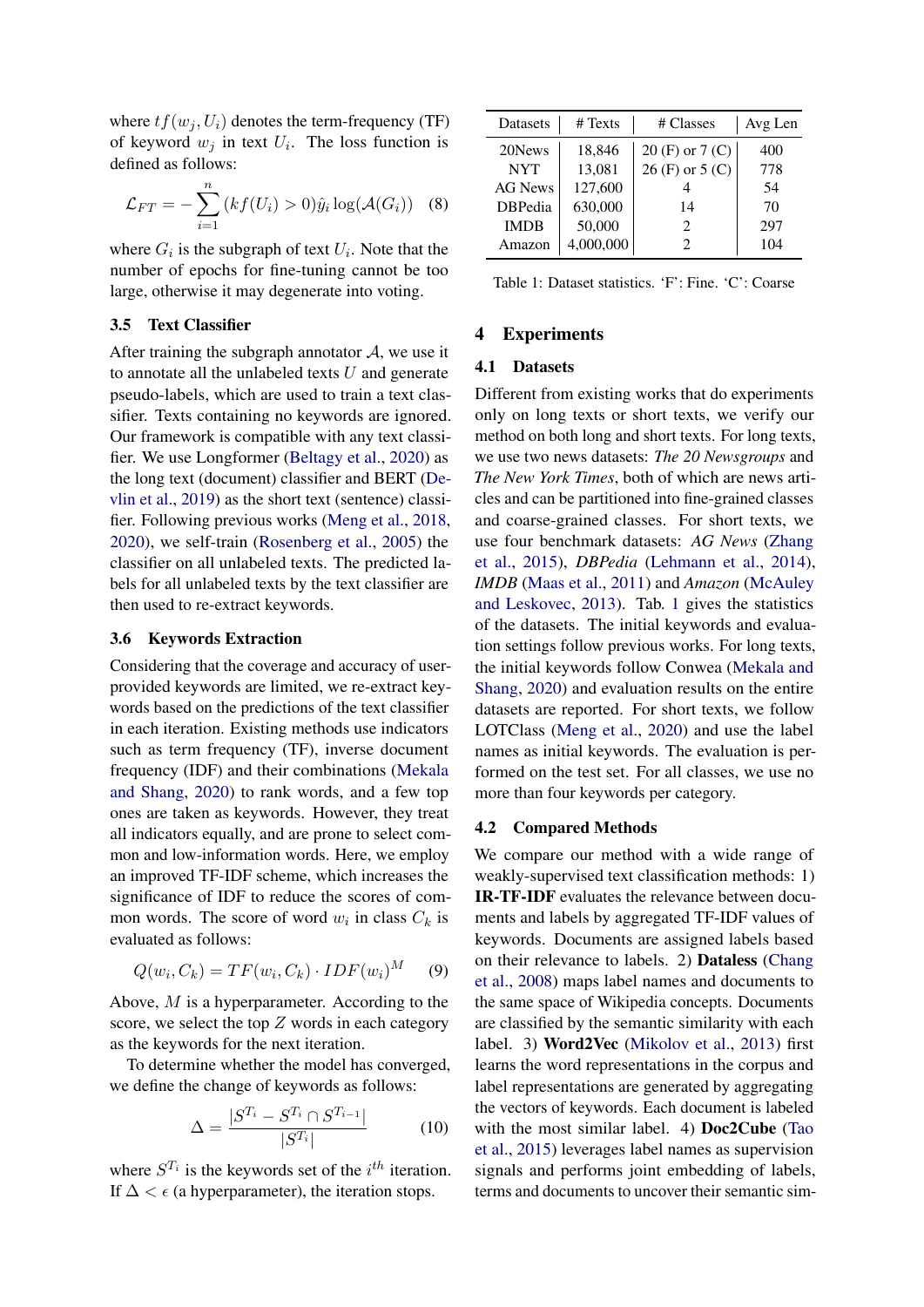where $tf(w_j, U_i)$ denotes the term-frequency (TF) of keyword $w_j$ in text $U_i$. The loss function is defined as follows:

$$\mathcal{L}_{FT} = -\sum_{i=1}^{n} (kf(U_i) > 0)\hat{y}_i \log(\mathcal{A}(G_i)) \quad (8)$$

where $G_i$ is the subgraph of text $U_i$. Note that the number of epochs for fine-tuning cannot be too large, otherwise it may degenerate into voting.

### 3.5 Text Classifier

After training the subgraph annotator $\mathcal{A}$, we use it to annotate all the unlabeled texts $U$ and generate pseudo-labels, which are used to train a text classifier. Texts containing no keywords are ignored. Our framework is compatible with any text classifier. We use Longformer (Beltagy et al., 2020) as the long text (document) classifier and BERT (Devlin et al., 2019) as the short text (sentence) classifier. Following previous works (Meng et al., 2018, 2020), we self-train (Rosenberg et al., 2005) the classifier on all unlabeled texts. The predicted labels for all unlabeled texts by the text classifier are then used to re-extract keywords.

### 3.6 Keywords Extraction

Considering that the coverage and accuracy of user-provided keywords are limited, we re-extract keywords based on the predictions of the text classifier in each iteration. Existing methods use indicators such as term frequency (TF), inverse document frequency (IDF) and their combinations (Mekala and Shang, 2020) to rank words, and a few top ones are taken as keywords. However, they treat all indicators equally, and are prone to select common and low-information words. Here, we employ an improved TF-IDF scheme, which increases the significance of IDF to reduce the scores of common words. The score of word $w_i$ in class $C_k$ is evaluated as follows:

$$Q(w_i, C_k) = TF(w_i, C_k) \cdot IDF(w_i)^M \quad (9)$$

Above, $M$ is a hyperparameter. According to the score, we select the top $Z$ words in each category as the keywords for the next iteration.

To determine whether the model has converged, we define the change of keywords as follows:

$$\Delta = \frac{|S^{T_i} - S^{T_i} \cap S^{T_{i-1}}|}{|S^{T_i}|} \quad (10)$$

where $S^{T_i}$ is the keywords set of the $i^{th}$ iteration. If $\Delta < \epsilon$ (a hyperparameter), the iteration stops.

| Datasets | # Texts | # Classes | Avg Len |
|---|---|---|---|
| 20News | 18,846 | 20 (F) or 7 (C) | 400 |
| NYT | 13,081 | 26 (F) or 5 (C) | 778 |
| AG News | 127,600 | 4 | 54 |
| DBPedia | 630,000 | 14 | 70 |
| IMDB | 50,000 | 2 | 297 |
| Amazon | 4,000,000 | 2 | 104 |

Table 1: Dataset statistics. 'F': Fine. 'C': Coarse

## 4 Experiments

### 4.1 Datasets

Different from existing works that do experiments only on long texts or short texts, we verify our method on both long and short texts. For long texts, we use two news datasets: *The 20 Newsgroups* and *The New York Times*, both of which are news articles and can be partitioned into fine-grained classes and coarse-grained classes. For short texts, we use four benchmark datasets: *AG News* (Zhang et al., 2015), *DBPedia* (Lehmann et al., 2014), *IMDB* (Maas et al., 2011) and *Amazon* (McAuley and Leskovec, 2013). Tab. 1 gives the statistics of the datasets. The initial keywords and evaluation settings follow previous works. For long texts, the initial keywords follow Conwea (Mekala and Shang, 2020) and evaluation results on the entire datasets are reported. For short texts, we follow LOTClass (Meng et al., 2020) and use the label names as initial keywords. The evaluation is performed on the test set. For all classes, we use no more than four keywords per category.

### 4.2 Compared Methods

We compare our method with a wide range of weakly-supervised text classification methods: 1) **IR-TF-IDF** evaluates the relevance between documents and labels by aggregated TF-IDF values of keywords. Documents are assigned labels based on their relevance to labels. 2) **Dataless** (Chang et al., 2008) maps label names and documents to the same space of Wikipedia concepts. Documents are classified by the semantic similarity with each label. 3) **Word2Vec** (Mikolov et al., 2013) first learns the word representations in the corpus and label representations are generated by aggregating the vectors of keywords. Each document is labeled with the most similar label. 4) **Doc2Cube** (Tao et al., 2015) leverages label names as supervision signals and performs joint embedding of labels, terms and documents to uncover their semantic sim-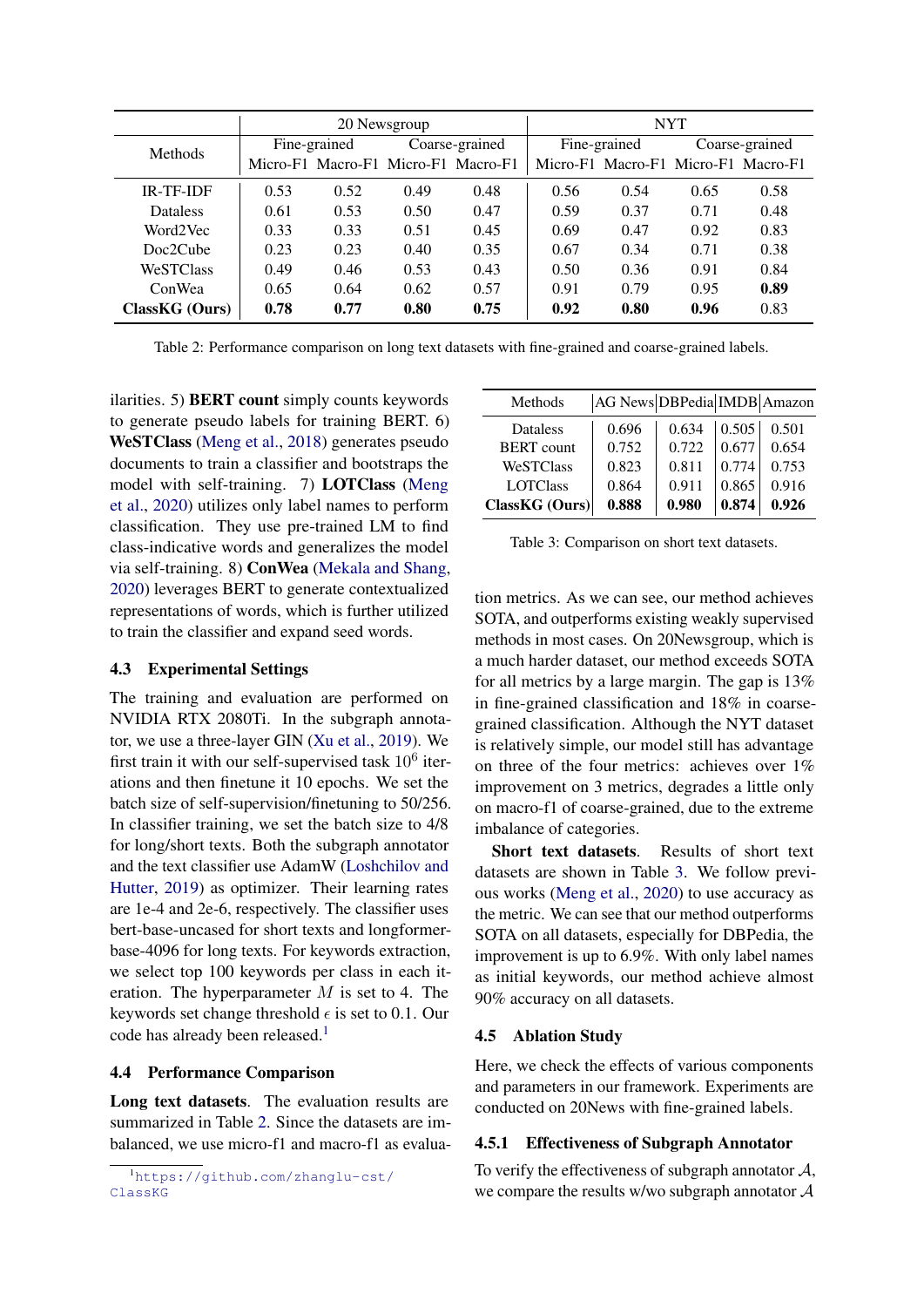| Methods | 20 Newsgroup | | | | NYT | | | |
|---|---|---|---|---|---|---|---|---|
| | Fine-grained | | Coarse-grained | | Fine-grained | | Coarse-grained | |
| | Micro-F1 | Macro-F1 | Micro-F1 | Macro-F1 | Micro-F1 | Macro-F1 | Micro-F1 | Macro-F1 |
| IR-TF-IDF | 0.53 | 0.52 | 0.49 | 0.48 | 0.56 | 0.54 | 0.65 | 0.58 |
| Dataless | 0.61 | 0.53 | 0.50 | 0.47 | 0.59 | 0.37 | 0.71 | 0.48 |
| Word2Vec | 0.33 | 0.33 | 0.51 | 0.45 | 0.69 | 0.47 | 0.92 | 0.83 |
| Doc2Cube | 0.23 | 0.23 | 0.40 | 0.35 | 0.67 | 0.34 | 0.71 | 0.38 |
| WeSTClass | 0.49 | 0.46 | 0.53 | 0.43 | 0.50 | 0.36 | 0.91 | 0.84 |
| ConWea | 0.65 | 0.64 | 0.62 | 0.57 | 0.91 | 0.79 | 0.95 | **0.89** |
| **ClassKG (Ours)** | **0.78** | **0.77** | **0.80** | **0.75** | **0.92** | **0.80** | **0.96** | 0.83 |

Table 2: Performance comparison on long text datasets with fine-grained and coarse-grained labels.

ilarities. 5) **BERT count** simply counts keywords to generate pseudo labels for training BERT. 6) **WeSTClass** (Meng et al., 2018) generates pseudo documents to train a classifier and bootstraps the model with self-training. 7) **LOTClass** (Meng et al., 2020) utilizes only label names to perform classification. They use pre-trained LM to find class-indicative words and generalizes the model via self-training. 8) **ConWea** (Mekala and Shang, 2020) leverages BERT to generate contextualized representations of words, which is further utilized to train the classifier and expand seed words.

### 4.3 Experimental Settings

The training and evaluation are performed on NVIDIA RTX 2080Ti. In the subgraph annotator, we use a three-layer GIN (Xu et al., 2019). We first train it with our self-supervised task $10^6$ iterations and then finetune it 10 epochs. We set the batch size of self-supervision/finetuning to 50/256. In classifier training, we set the batch size to 4/8 for long/short texts. Both the subgraph annotator and the text classifier use AdamW (Loshchilov and Hutter, 2019) as optimizer. Their learning rates are 1e-4 and 2e-6, respectively. The classifier uses bert-base-uncased for short texts and longformer-base-4096 for long texts. For keywords extraction, we select top 100 keywords per class in each iteration. The hyperparameter $M$ is set to 4. The keywords set change threshold $\epsilon$ is set to 0.1. Our code has already been released.[1]

### 4.4 Performance Comparison

**Long text datasets**. The evaluation results are summarized in Table 2. Since the datasets are imbalanced, we use micro-f1 and macro-f1 as evaluation metrics. As we can see, our method achieves SOTA, and outperforms existing weakly supervised methods in most cases. On 20Newsgroup, which is a much harder dataset, our method exceeds SOTA for all metrics by a large margin. The gap is 13% in fine-grained classification and 18% in coarse-grained classification. Although the NYT dataset is relatively simple, our model still has advantage on three of the four metrics: achieves over 1% improvement on 3 metrics, degrades a little only on macro-f1 of coarse-grained, due to the extreme imbalance of categories.

| Methods | AG News | DBPedia | IMDB | Amazon |
|---|---|---|---|---|
| Dataless | 0.696 | 0.634 | 0.505 | 0.501 |
| BERT count | 0.752 | 0.722 | 0.677 | 0.654 |
| WeSTClass | 0.823 | 0.811 | 0.774 | 0.753 |
| LOTClass | 0.864 | 0.911 | 0.865 | 0.916 |
| **ClassKG (Ours)** | **0.888** | **0.980** | **0.874** | **0.926** |

Table 3: Comparison on short text datasets.

**Short text datasets**. Results of short text datasets are shown in Table 3. We follow previous works (Meng et al., 2020) to use accuracy as the metric. We can see that our method outperforms SOTA on all datasets, especially for DBPedia, the improvement is up to 6.9%. With only label names as initial keywords, our method achieve almost 90% accuracy on all datasets.

### 4.5 Ablation Study

Here, we check the effects of various components and parameters in our framework. Experiments are conducted on 20News with fine-grained labels.

#### 4.5.1 Effectiveness of Subgraph Annotator

To verify the effectiveness of subgraph annotator $\mathcal{A}$, we compare the results w/wo subgraph annotator $\mathcal{A}$

[1] https://github.com/zhanglu-cst/ClassKG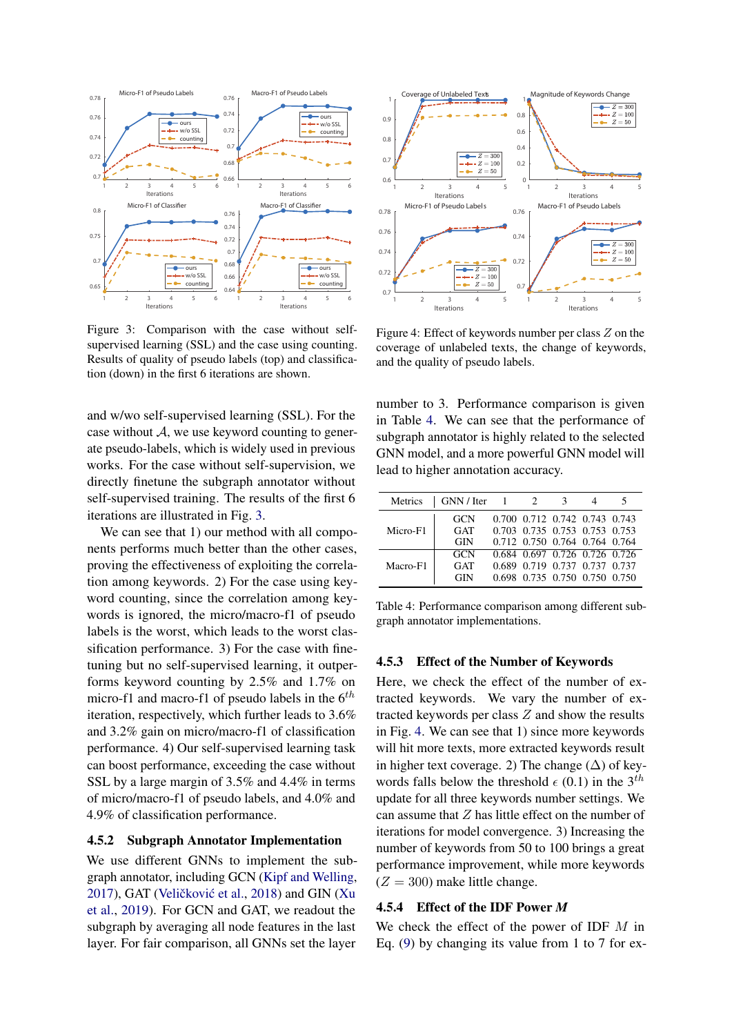Figure 3: Comparison with the case without self-supervised learning (SSL) and the case using counting. Results of quality of pseudo labels (top) and classification (down) in the first 6 iterations are shown.

Figure 4: Effect of keywords number per class $Z$ on the coverage of unlabeled texts, the change of keywords, and the quality of pseudo labels.

and w/wo self-supervised learning (SSL). For the case without $\mathcal{A}$, we use keyword counting to generate pseudo-labels, which is widely used in previous works. For the case without self-supervision, we directly finetune the subgraph annotator without self-supervised training. The results of the first 6 iterations are illustrated in Fig. 3.

We can see that 1) our method with all components performs much better than the other cases, proving the effectiveness of exploiting the correlation among keywords. 2) For the case using keyword counting, since the correlation among keywords is ignored, the micro/macro-f1 of pseudo labels is the worst, which leads to the worst classification performance. 3) For the case with finetuning but no self-supervised learning, it outperforms keyword counting by 2.5% and 1.7% on micro-f1 and macro-f1 of pseudo labels in the $6^{th}$ iteration, respectively, which further leads to 3.6% and 3.2% gain on micro/macro-f1 of classification performance. 4) Our self-supervised learning task can boost performance, exceeding the case without SSL by a large margin of 3.5% and 4.4% in terms of micro/macro-f1 of pseudo labels, and 4.0% and 4.9% of classification performance.

### 4.5.2 Subgraph Annotator Implementation

We use different GNNs to implement the subgraph annotator, including GCN (Kipf and Welling, 2017), GAT (Veličković et al., 2018) and GIN (Xu et al., 2019). For GCN and GAT, we readout the subgraph by averaging all node features in the last layer. For fair comparison, all GNNs set the layer number to 3. Performance comparison is given in Table 4. We can see that the performance of subgraph annotator is highly related to the selected GNN model, and a more powerful GNN model will lead to higher annotation accuracy.

| Metrics | GNN / Iter | 1 | 2 | 3 | 4 | 5 |
|---|---|---|---|---|---|---|
| Micro-F1 | GCN | 0.700 | 0.712 | 0.742 | 0.743 | 0.743 |
| | GAT | 0.703 | 0.735 | 0.753 | 0.753 | 0.753 |
| | GIN | 0.712 | 0.750 | 0.764 | 0.764 | 0.764 |
| Macro-F1 | GCN | 0.684 | 0.697 | 0.726 | 0.726 | 0.726 |
| | GAT | 0.689 | 0.719 | 0.737 | 0.737 | 0.737 |
| | GIN | 0.698 | 0.735 | 0.750 | 0.750 | 0.750 |

Table 4: Performance comparison among different subgraph annotator implementations.

### 4.5.3 Effect of the Number of Keywords

Here, we check the effect of the number of extracted keywords. We vary the number of extracted keywords per class $Z$ and show the results in Fig. 4. We can see that 1) since more keywords will hit more texts, more extracted keywords result in higher text coverage. 2) The change ($\Delta$) of keywords falls below the threshold $\epsilon$ (0.1) in the $3^{th}$ update for all three keywords number settings. We can assume that $Z$ has little effect on the number of iterations for model convergence. 3) Increasing the number of keywords from 50 to 100 brings a great performance improvement, while more keywords ($Z = 300$) make little change.

### 4.5.4 Effect of the IDF Power *M*

We check the effect of the power of IDF $M$ in Eq. (9) by changing its value from 1 to 7 for ex-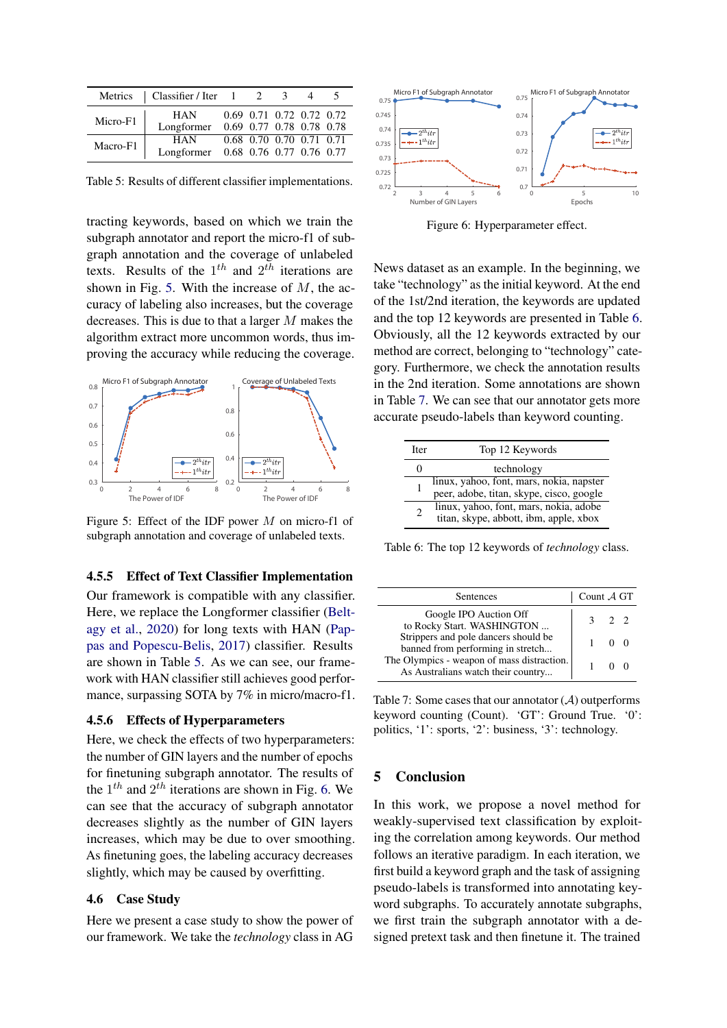| Metrics | Classifier / Iter | 1 | 2 | 3 | 4 | 5 |
|---|---|---|---|---|---|---|
| Micro-F1 | HAN | 0.69 | 0.71 | 0.72 | 0.72 | 0.72 |
| | Longformer | 0.69 | 0.77 | 0.78 | 0.78 | 0.78 |
| Macro-F1 | HAN | 0.68 | 0.70 | 0.70 | 0.71 | 0.71 |
| | Longformer | 0.68 | 0.76 | 0.77 | 0.76 | 0.77 |

Table 5: Results of different classifier implementations.

tracting keywords, based on which we train the subgraph annotator and report the micro-f1 of subgraph annotation and the coverage of unlabeled texts. Results of the $1^{th}$ and $2^{th}$ iterations are shown in Fig. 5. With the increase of $M$, the accuracy of labeling also increases, but the coverage decreases. This is due to that a larger $M$ makes the algorithm extract more uncommon words, thus improving the accuracy while reducing the coverage.

Figure 5: Effect of the IDF power $M$ on micro-f1 of subgraph annotation and coverage of unlabeled texts.

### 4.5.5 Effect of Text Classifier Implementation

Our framework is compatible with any classifier. Here, we replace the Longformer classifier (Beltagy et al., 2020) for long texts with HAN (Pappas and Popescu-Belis, 2017) classifier. Results are shown in Table 5. As we can see, our framework with HAN classifier still achieves good performance, surpassing SOTA by 7% in micro/macro-f1.

### 4.5.6 Effects of Hyperparameters

Here, we check the effects of two hyperparameters: the number of GIN layers and the number of epochs for finetuning subgraph annotator. The results of the $1^{th}$ and $2^{th}$ iterations are shown in Fig. 6. We can see that the accuracy of subgraph annotator decreases slightly as the number of GIN layers increases, which may be due to over smoothing. As finetuning goes, the labeling accuracy decreases slightly, which may be caused by overfitting.

## 4.6 Case Study

Here we present a case study to show the power of our framework. We take the *technology* class in AG

Figure 6: Hyperparameter effect.

News dataset as an example. In the beginning, we take "technology" as the initial keyword. At the end of the 1st/2nd iteration, the keywords are updated and the top 12 keywords are presented in Table 6. Obviously, all the 12 keywords extracted by our method are correct, belonging to "technology" category. Furthermore, we check the annotation results in the 2nd iteration. Some annotations are shown in Table 7. We can see that our annotator gets more accurate pseudo-labels than keyword counting.

| Iter | Top 12 Keywords |
|---|---|
| 0 | technology |
| 1 | linux, yahoo, font, mars, nokia, napster peer, adobe, titan, skype, cisco, google |
| 2 | linux, yahoo, font, mars, nokia, adobe titan, skype, abbott, ibm, apple, xbox |

Table 6: The top 12 keywords of *technology* class.

| Sentences | Count | $\mathcal{A}$ | GT |
|---|---|---|---|
| Google IPO Auction Off to Rocky Start. WASHINGTON ... | 3 | 2 | 2 |
| Strippers and pole dancers should be banned from performing in stretch... | 1 | 0 | 0 |
| The Olympics - weapon of mass distraction. As Australians watch their country... | 1 | 0 | 0 |

Table 7: Some cases that our annotator ($\mathcal{A}$) outperforms keyword counting (Count). 'GT': Ground True. '0': politics, '1': sports, '2': business, '3': technology.

## 5 Conclusion

In this work, we propose a novel method for weakly-supervised text classification by exploiting the correlation among keywords. Our method follows an iterative paradigm. In each iteration, we first build a keyword graph and the task of assigning pseudo-labels is transformed into annotating keyword subgraphs. To accurately annotate subgraphs, we first train the subgraph annotator with a designed pretext task and then finetune it. The trained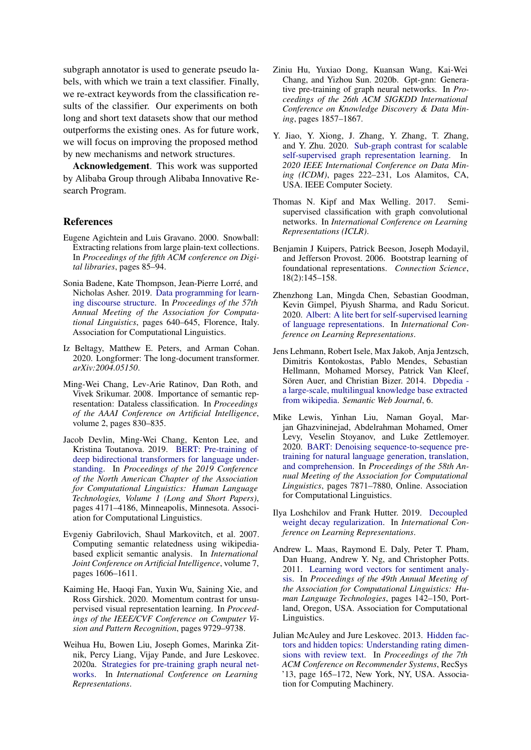subgraph annotator is used to generate pseudo labels, with which we train a text classifier. Finally, we re-extract keywords from the classification results of the classifier. Our experiments on both long and short text datasets show that our method outperforms the existing ones. As for future work, we will focus on improving the proposed method by new mechanisms and network structures.

**Acknowledgement**. This work was supported by Alibaba Group through Alibaba Innovative Research Program.

## References

Eugene Agichtein and Luis Gravano. 2000. Snowball: Extracting relations from large plain-text collections. In *Proceedings of the fifth ACM conference on Digital libraries*, pages 85–94.

Sonia Badene, Kate Thompson, Jean-Pierre Lorré, and Nicholas Asher. 2019. Data programming for learning discourse structure. In *Proceedings of the 57th Annual Meeting of the Association for Computational Linguistics*, pages 640–645, Florence, Italy. Association for Computational Linguistics.

Iz Beltagy, Matthew E. Peters, and Arman Cohan. 2020. Longformer: The long-document transformer. *arXiv:2004.05150*.

Ming-Wei Chang, Lev-Arie Ratinov, Dan Roth, and Vivek Srikumar. 2008. Importance of semantic representation: Dataless classification. In *Proceedings of the AAAI Conference on Artificial Intelligence*, volume 2, pages 830–835.

Jacob Devlin, Ming-Wei Chang, Kenton Lee, and Kristina Toutanova. 2019. BERT: Pre-training of deep bidirectional transformers for language understanding. In *Proceedings of the 2019 Conference of the North American Chapter of the Association for Computational Linguistics: Human Language Technologies, Volume 1 (Long and Short Papers)*, pages 4171–4186, Minneapolis, Minnesota. Association for Computational Linguistics.

Evgeniy Gabrilovich, Shaul Markovitch, et al. 2007. Computing semantic relatedness using wikipedia-based explicit semantic analysis. In *International Joint Conference on Artificial Intelligence*, volume 7, pages 1606–1611.

Kaiming He, Haoqi Fan, Yuxin Wu, Saining Xie, and Ross Girshick. 2020. Momentum contrast for unsupervised visual representation learning. In *Proceedings of the IEEE/CVF Conference on Computer Vision and Pattern Recognition*, pages 9729–9738.

Weihua Hu, Bowen Liu, Joseph Gomes, Marinka Zitnik, Percy Liang, Vijay Pande, and Jure Leskovec. 2020a. Strategies for pre-training graph neural networks. In *International Conference on Learning Representations*.

Ziniu Hu, Yuxiao Dong, Kuansan Wang, Kai-Wei Chang, and Yizhou Sun. 2020b. Gpt-gnn: Generative pre-training of graph neural networks. In *Proceedings of the 26th ACM SIGKDD International Conference on Knowledge Discovery & Data Mining*, pages 1857–1867.

Y. Jiao, Y. Xiong, J. Zhang, Y. Zhang, T. Zhang, and Y. Zhu. 2020. Sub-graph contrast for scalable self-supervised graph representation learning. In *2020 IEEE International Conference on Data Mining (ICDM)*, pages 222–231, Los Alamitos, CA, USA. IEEE Computer Society.

Thomas N. Kipf and Max Welling. 2017. Semi-supervised classification with graph convolutional networks. In *International Conference on Learning Representations (ICLR)*.

Benjamin J Kuipers, Patrick Beeson, Joseph Modayil, and Jefferson Provost. 2006. Bootstrap learning of foundational representations. *Connection Science*, 18(2):145–158.

Zhenzhong Lan, Mingda Chen, Sebastian Goodman, Kevin Gimpel, Piyush Sharma, and Radu Soricut. 2020. Albert: A lite bert for self-supervised learning of language representations. In *International Conference on Learning Representations*.

Jens Lehmann, Robert Isele, Max Jakob, Anja Jentzsch, Dimitris Kontokostas, Pablo Mendes, Sebastian Hellmann, Mohamed Morsey, Patrick Van Kleef, Sören Auer, and Christian Bizer. 2014. Dbpedia - a large-scale, multilingual knowledge base extracted from wikipedia. *Semantic Web Journal*, 6.

Mike Lewis, Yinhan Liu, Naman Goyal, Marjan Ghazvininejad, Abdelrahman Mohamed, Omer Levy, Veselin Stoyanov, and Luke Zettlemoyer. 2020. BART: Denoising sequence-to-sequence pre-training for natural language generation, translation, and comprehension. In *Proceedings of the 58th Annual Meeting of the Association for Computational Linguistics*, pages 7871–7880, Online. Association for Computational Linguistics.

Ilya Loshchilov and Frank Hutter. 2019. Decoupled weight decay regularization. In *International Conference on Learning Representations*.

Andrew L. Maas, Raymond E. Daly, Peter T. Pham, Dan Huang, Andrew Y. Ng, and Christopher Potts. 2011. Learning word vectors for sentiment analysis. In *Proceedings of the 49th Annual Meeting of the Association for Computational Linguistics: Human Language Technologies*, pages 142–150, Portland, Oregon, USA. Association for Computational Linguistics.

Julian McAuley and Jure Leskovec. 2013. Hidden factors and hidden topics: Understanding rating dimensions with review text. In *Proceedings of the 7th ACM Conference on Recommender Systems*, RecSys '13, page 165–172, New York, NY, USA. Association for Computing Machinery.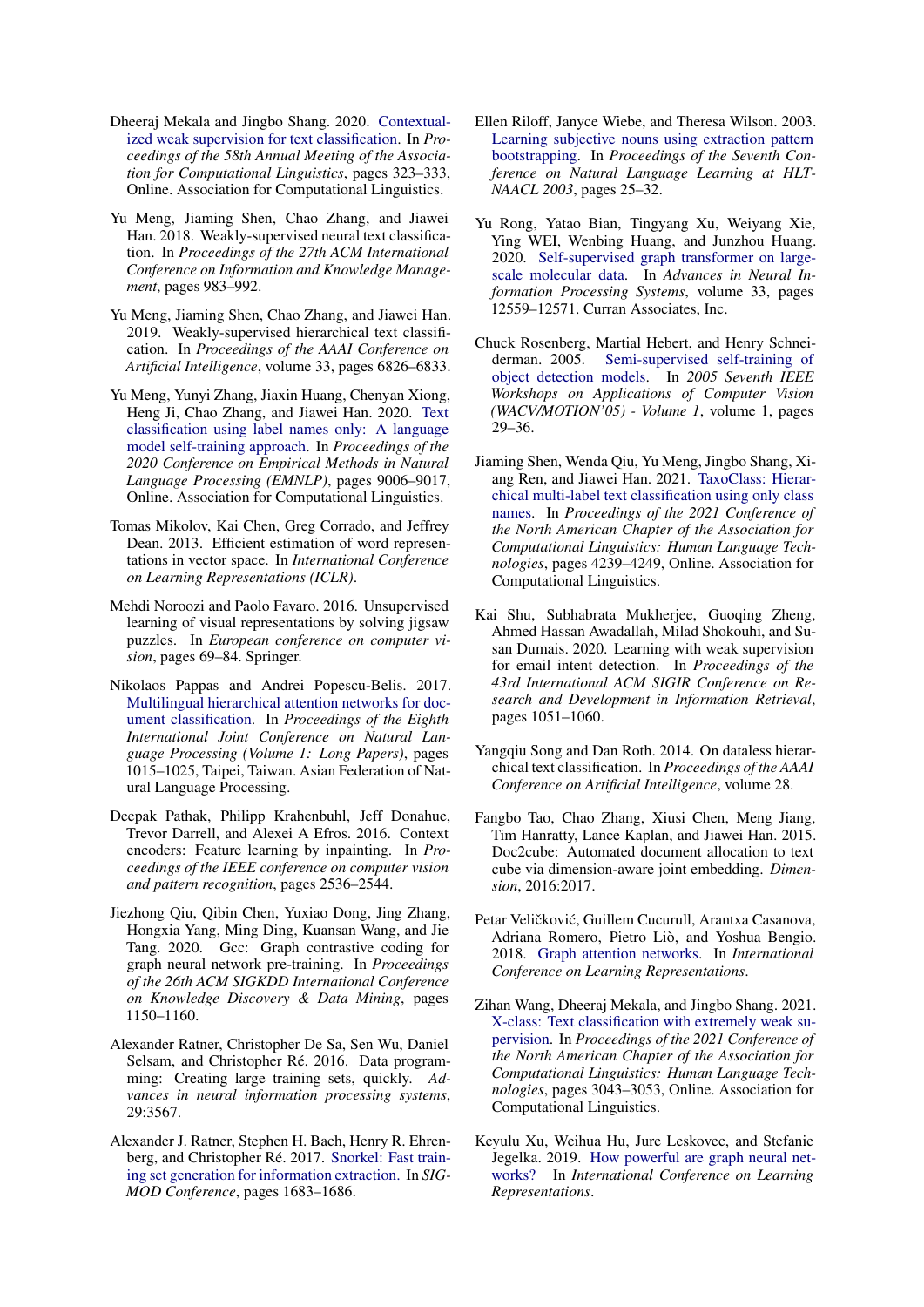Dheeraj Mekala and Jingbo Shang. 2020. Contextualized weak supervision for text classification. In *Proceedings of the 58th Annual Meeting of the Association for Computational Linguistics*, pages 323–333, Online. Association for Computational Linguistics.

Yu Meng, Jiaming Shen, Chao Zhang, and Jiawei Han. 2018. Weakly-supervised neural text classification. In *Proceedings of the 27th ACM International Conference on Information and Knowledge Management*, pages 983–992.

Yu Meng, Jiaming Shen, Chao Zhang, and Jiawei Han. 2019. Weakly-supervised hierarchical text classification. In *Proceedings of the AAAI Conference on Artificial Intelligence*, volume 33, pages 6826–6833.

Yu Meng, Yunyi Zhang, Jiaxin Huang, Chenyan Xiong, Heng Ji, Chao Zhang, and Jiawei Han. 2020. Text classification using label names only: A language model self-training approach. In *Proceedings of the 2020 Conference on Empirical Methods in Natural Language Processing (EMNLP)*, pages 9006–9017, Online. Association for Computational Linguistics.

Tomas Mikolov, Kai Chen, Greg Corrado, and Jeffrey Dean. 2013. Efficient estimation of word representations in vector space. In *International Conference on Learning Representations (ICLR)*.

Mehdi Noroozi and Paolo Favaro. 2016. Unsupervised learning of visual representations by solving jigsaw puzzles. In *European conference on computer vision*, pages 69–84. Springer.

Nikolaos Pappas and Andrei Popescu-Belis. 2017. Multilingual hierarchical attention networks for document classification. In *Proceedings of the Eighth International Joint Conference on Natural Language Processing (Volume 1: Long Papers)*, pages 1015–1025, Taipei, Taiwan. Asian Federation of Natural Language Processing.

Deepak Pathak, Philipp Krahenbuhl, Jeff Donahue, Trevor Darrell, and Alexei A Efros. 2016. Context encoders: Feature learning by inpainting. In *Proceedings of the IEEE conference on computer vision and pattern recognition*, pages 2536–2544.

Jiezhong Qiu, Qibin Chen, Yuxiao Dong, Jing Zhang, Hongxia Yang, Ming Ding, Kuansan Wang, and Jie Tang. 2020. Gcc: Graph contrastive coding for graph neural network pre-training. In *Proceedings of the 26th ACM SIGKDD International Conference on Knowledge Discovery & Data Mining*, pages 1150–1160.

Alexander Ratner, Christopher De Sa, Sen Wu, Daniel Selsam, and Christopher Ré. 2016. Data programming: Creating large training sets, quickly. *Advances in neural information processing systems*, 29:3567.

Alexander J. Ratner, Stephen H. Bach, Henry R. Ehrenberg, and Christopher Ré. 2017. Snorkel: Fast training set generation for information extraction. In *SIGMOD Conference*, pages 1683–1686.

Ellen Riloff, Janyce Wiebe, and Theresa Wilson. 2003. Learning subjective nouns using extraction pattern bootstrapping. In *Proceedings of the Seventh Conference on Natural Language Learning at HLT-NAACL 2003*, pages 25–32.

Yu Rong, Yatao Bian, Tingyang Xu, Weiyang Xie, Ying WEI, Wenbing Huang, and Junzhou Huang. 2020. Self-supervised graph transformer on large-scale molecular data. In *Advances in Neural Information Processing Systems*, volume 33, pages 12559–12571. Curran Associates, Inc.

Chuck Rosenberg, Martial Hebert, and Henry Schneiderman. 2005. Semi-supervised self-training of object detection models. In *2005 Seventh IEEE Workshops on Applications of Computer Vision (WACV/MOTION'05) - Volume 1*, volume 1, pages 29–36.

Jiaming Shen, Wenda Qiu, Yu Meng, Jingbo Shang, Xiang Ren, and Jiawei Han. 2021. TaxoClass: Hierarchical multi-label text classification using only class names. In *Proceedings of the 2021 Conference of the North American Chapter of the Association for Computational Linguistics: Human Language Technologies*, pages 4239–4249, Online. Association for Computational Linguistics.

Kai Shu, Subhabrata Mukherjee, Guoqing Zheng, Ahmed Hassan Awadallah, Milad Shokouhi, and Susan Dumais. 2020. Learning with weak supervision for email intent detection. In *Proceedings of the 43rd International ACM SIGIR Conference on Research and Development in Information Retrieval*, pages 1051–1060.

Yangqiu Song and Dan Roth. 2014. On dataless hierarchical text classification. In *Proceedings of the AAAI Conference on Artificial Intelligence*, volume 28.

Fangbo Tao, Chao Zhang, Xiusi Chen, Meng Jiang, Tim Hanratty, Lance Kaplan, and Jiawei Han. 2015. Doc2cube: Automated document allocation to text cube via dimension-aware joint embedding. *Dimension*, 2016:2017.

Petar Veličković, Guillem Cucurull, Arantxa Casanova, Adriana Romero, Pietro Liò, and Yoshua Bengio. 2018. Graph attention networks. In *International Conference on Learning Representations*.

Zihan Wang, Dheeraj Mekala, and Jingbo Shang. 2021. X-class: Text classification with extremely weak supervision. In *Proceedings of the 2021 Conference of the North American Chapter of the Association for Computational Linguistics: Human Language Technologies*, pages 3043–3053, Online. Association for Computational Linguistics.

Keyulu Xu, Weihua Hu, Jure Leskovec, and Stefanie Jegelka. 2019. How powerful are graph neural networks? In *International Conference on Learning Representations*.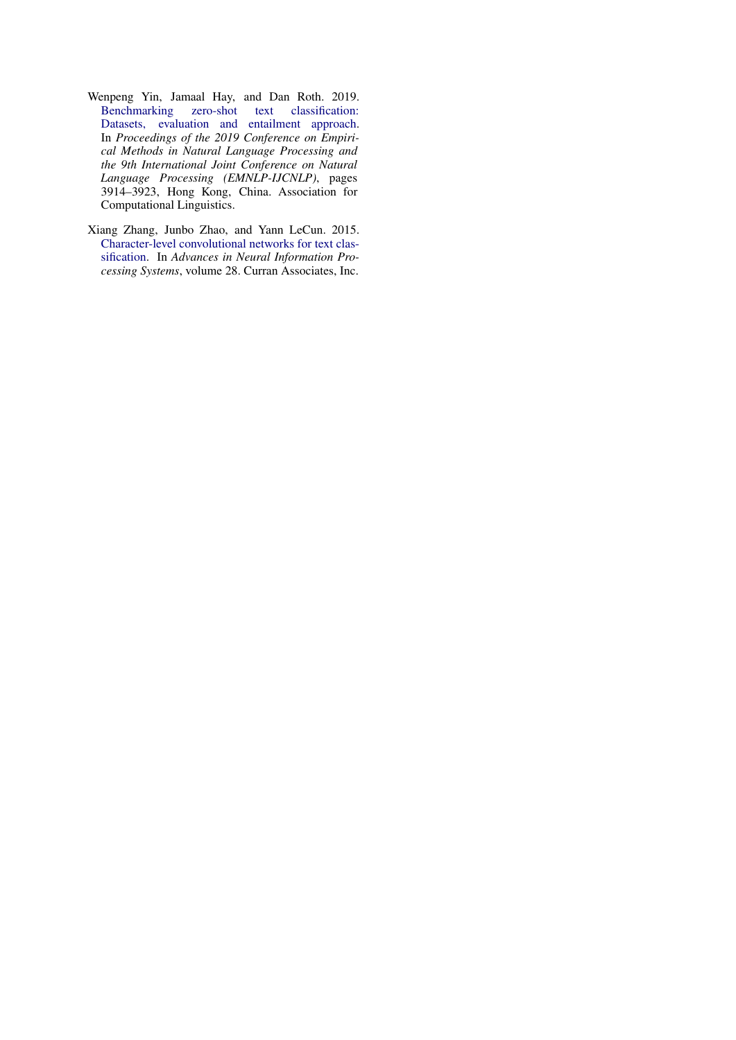Wenpeng Yin, Jamaal Hay, and Dan Roth. 2019. Benchmarking zero-shot text classification: Datasets, evaluation and entailment approach. In *Proceedings of the 2019 Conference on Empirical Methods in Natural Language Processing and the 9th International Joint Conference on Natural Language Processing (EMNLP-IJCNLP)*, pages 3914–3923, Hong Kong, China. Association for Computational Linguistics.

Xiang Zhang, Junbo Zhao, and Yann LeCun. 2015. Character-level convolutional networks for text classification. In *Advances in Neural Information Processing Systems*, volume 28. Curran Associates, Inc.